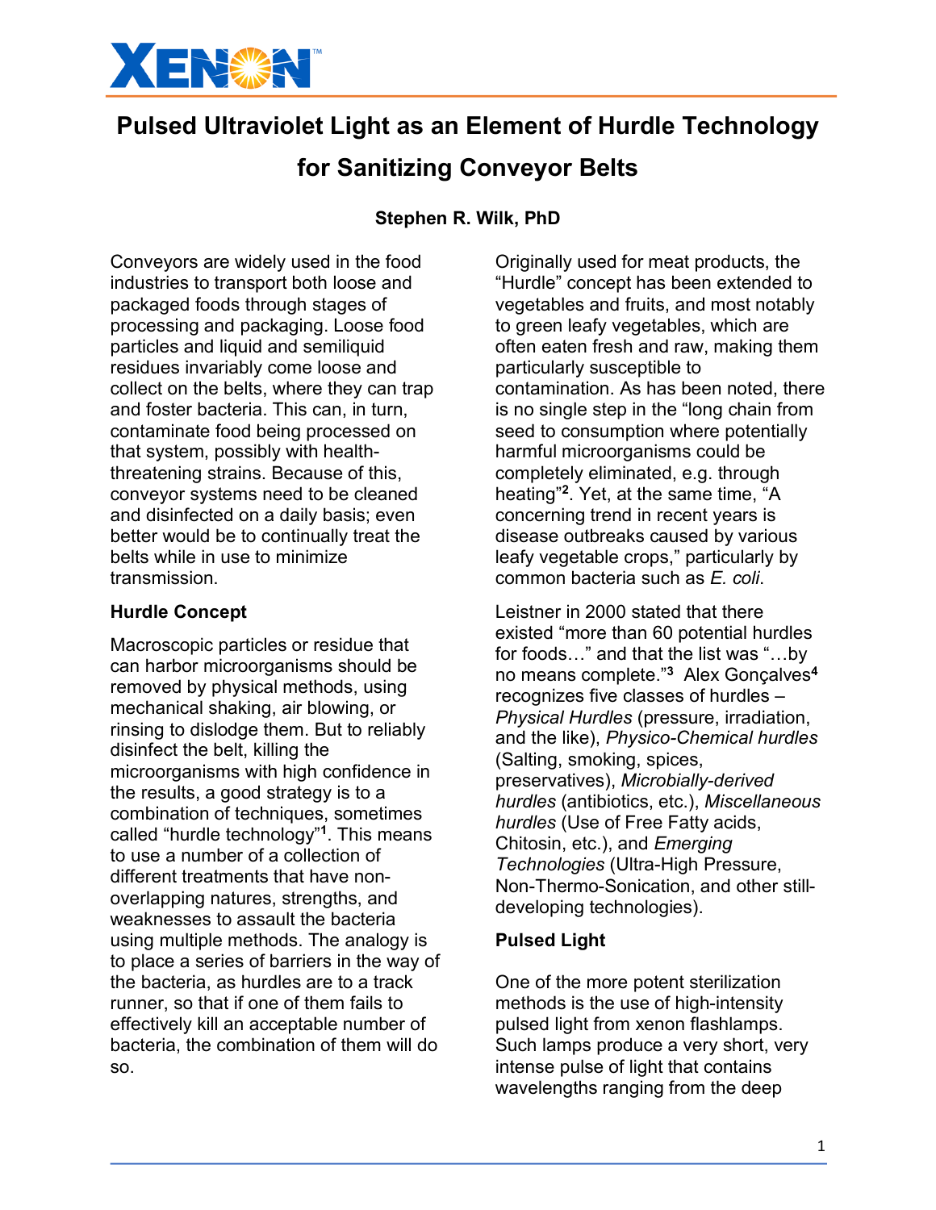# Pulsed Ultraviolet Light as an Element of Hurdle Technology for Sanitizing Conveyor Belts

**Stephen R. Wilk, PhD**

Conveyors are widely used in the food industries to transport both loose and packaged foods through stages of processing and packaging. Loose food particles and liquid and semiliquid residues invariably come loose and collect on the belts, where they can trap and foster bacteria. This can, in turn, contaminate food being processed on that system, possibly with health-threatening strains. Because of this, conveyor systems need to be cleaned and disinfected on a daily basis; even better would be to continually treat the belts while in use to minimize transmission.

### Hurdle Concept

Macroscopic particles or residue that can harbor microorganisms should be removed by physical methods, using mechanical shaking, air blowing, or rinsing to dislodge them. But to reliably disinfect the belt, killing the microorganisms with high confidence in the results, a good strategy is to a combination of techniques, sometimes called "hurdle technology"[1]. This means to use a number of a collection of different treatments that have non-overlapping natures, strengths, and weaknesses to assault the bacteria using multiple methods. The analogy is to place a series of barriers in the way of the bacteria, as hurdles are to a track runner, so that if one of them fails to effectively kill an acceptable number of bacteria, the combination of them will do so.

Originally used for meat products, the "Hurdle" concept has been extended to vegetables and fruits, and most notably to green leafy vegetables, which are often eaten fresh and raw, making them particularly susceptible to contamination. As has been noted, there is no single step in the "long chain from seed to consumption where potentially harmful microorganisms could be completely eliminated, e.g. through heating"[2]. Yet, at the same time, "A concerning trend in recent years is disease outbreaks caused by various leafy vegetable crops," particularly by common bacteria such as *E. coli*.

Leistner in 2000 stated that there existed "more than 60 potential hurdles for foods…" and that the list was "…by no means complete."[3] Alex Gonçalves[4] recognizes five classes of hurdles – *Physical Hurdles* (pressure, irradiation, and the like), *Physico-Chemical hurdles* (Salting, smoking, spices, preservatives), *Microbially-derived hurdles* (antibiotics, etc.), *Miscellaneous hurdles* (Use of Free Fatty acids, Chitosin, etc.), and *Emerging Technologies* (Ultra-High Pressure, Non-Thermo-Sonication, and other still-developing technologies).

### Pulsed Light

One of the more potent sterilization methods is the use of high-intensity pulsed light from xenon flashlamps. Such lamps produce a very short, very intense pulse of light that contains wavelengths ranging from the deep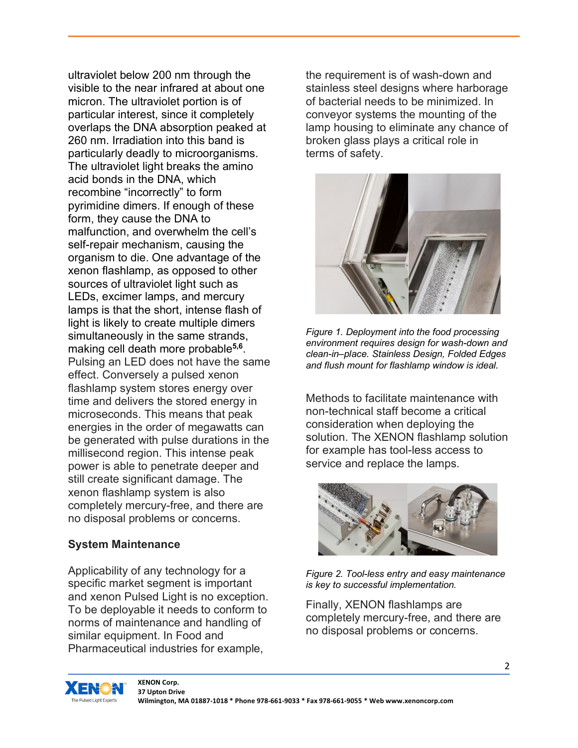ultraviolet below 200 nm through the visible to the near infrared at about one micron. The ultraviolet portion is of particular interest, since it completely overlaps the DNA absorption peaked at 260 nm. Irradiation into this band is particularly deadly to microorganisms. The ultraviolet light breaks the amino acid bonds in the DNA, which recombine “incorrectly” to form pyrimidine dimers. If enough of these form, they cause the DNA to malfunction, and overwhelm the cell’s self-repair mechanism, causing the organism to die. One advantage of the xenon flashlamp, as opposed to other sources of ultraviolet light such as LEDs, excimer lamps, and mercury lamps is that the short, intense flash of light is likely to create multiple dimers simultaneously in the same strands, making cell death more probable[5,6]. Pulsing an LED does not have the same effect. Conversely a pulsed xenon flashlamp system stores energy over time and delivers the stored energy in microseconds. This means that peak energies in the order of megawatts can be generated with pulse durations in the millisecond region. This intense peak power is able to penetrate deeper and still create significant damage. The xenon flashlamp system is also completely mercury-free, and there are no disposal problems or concerns.

## System Maintenance

Applicability of any technology for a specific market segment is important and xenon Pulsed Light is no exception. To be deployable it needs to conform to norms of maintenance and handling of similar equipment. In Food and Pharmaceutical industries for example, the requirement is of wash-down and stainless steel designs where harborage of bacterial needs to be minimized. In conveyor systems the mounting of the lamp housing to eliminate any chance of broken glass plays a critical role in terms of safety.

*Figure 1. Deployment into the food processing environment requires design for wash-down and clean-in–place. Stainless Design, Folded Edges and flush mount for flashlamp window is ideal.*

Methods to facilitate maintenance with non-technical staff become a critical consideration when deploying the solution. The XENON flashlamp solution for example has tool-less access to service and replace the lamps.

*Figure 2. Tool-less entry and easy maintenance is key to successful implementation.*

Finally, XENON flashlamps are completely mercury-free, and there are no disposal problems or concerns.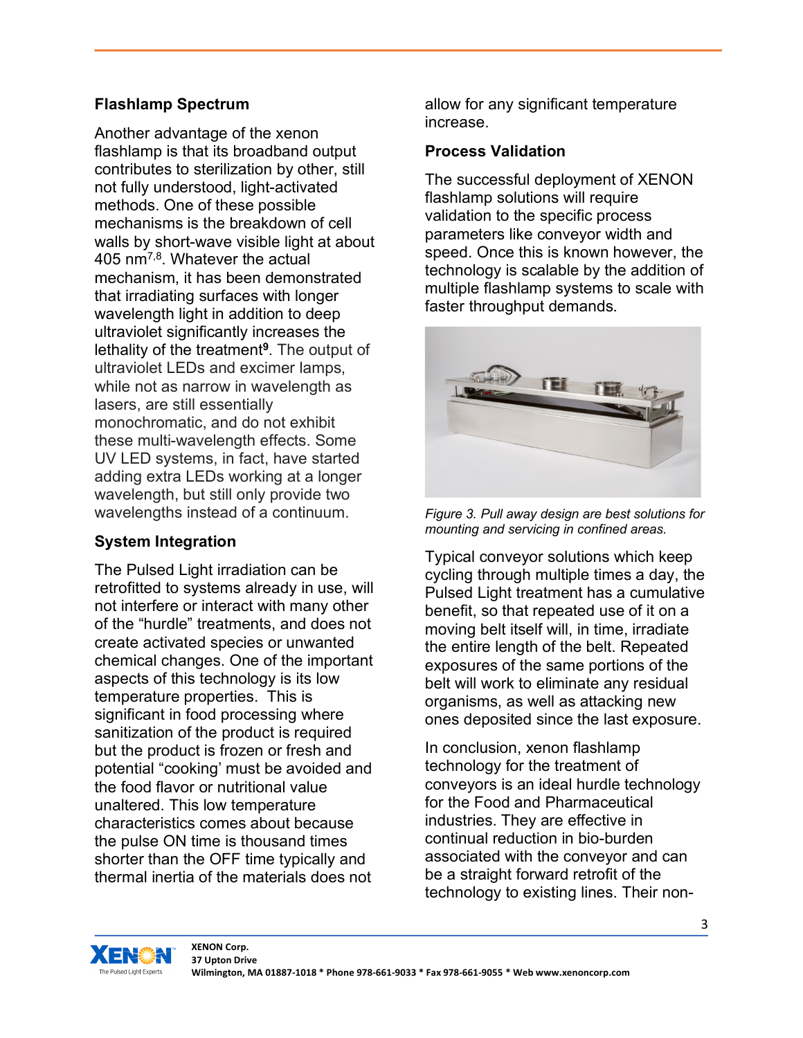## Flashlamp Spectrum

Another advantage of the xenon flashlamp is that its broadband output contributes to sterilization by other, still not fully understood, light-activated methods. One of these possible mechanisms is the breakdown of cell walls by short-wave visible light at about 405 nm[7,8]. Whatever the actual mechanism, it has been demonstrated that irradiating surfaces with longer wavelength light in addition to deep ultraviolet significantly increases the lethality of the treatment[9]. The output of ultraviolet LEDs and excimer lamps, while not as narrow in wavelength as lasers, are still essentially monochromatic, and do not exhibit these multi-wavelength effects. Some UV LED systems, in fact, have started adding extra LEDs working at a longer wavelength, but still only provide two wavelengths instead of a continuum.

## System Integration

The Pulsed Light irradiation can be retrofitted to systems already in use, will not interfere or interact with many other of the "hurdle" treatments, and does not create activated species or unwanted chemical changes. One of the important aspects of this technology is its low temperature properties. This is significant in food processing where sanitization of the product is required but the product is frozen or fresh and potential "cooking' must be avoided and the food flavor or nutritional value unaltered. This low temperature characteristics comes about because the pulse ON time is thousand times shorter than the OFF time typically and thermal inertia of the materials does not allow for any significant temperature increase.

## Process Validation

The successful deployment of XENON flashlamp solutions will require validation to the specific process parameters like conveyor width and speed. Once this is known however, the technology is scalable by the addition of multiple flashlamp systems to scale with faster throughput demands.

*Figure 3. Pull away design are best solutions for mounting and servicing in confined areas.*

Typical conveyor solutions which keep cycling through multiple times a day, the Pulsed Light treatment has a cumulative benefit, so that repeated use of it on a moving belt itself will, in time, irradiate the entire length of the belt. Repeated exposures of the same portions of the belt will work to eliminate any residual organisms, as well as attacking new ones deposited since the last exposure.

In conclusion, xenon flashlamp technology for the treatment of conveyors is an ideal hurdle technology for the Food and Pharmaceutical industries. They are effective in continual reduction in bio-burden associated with the conveyor and can be a straight forward retrofit of the technology to existing lines. Their non-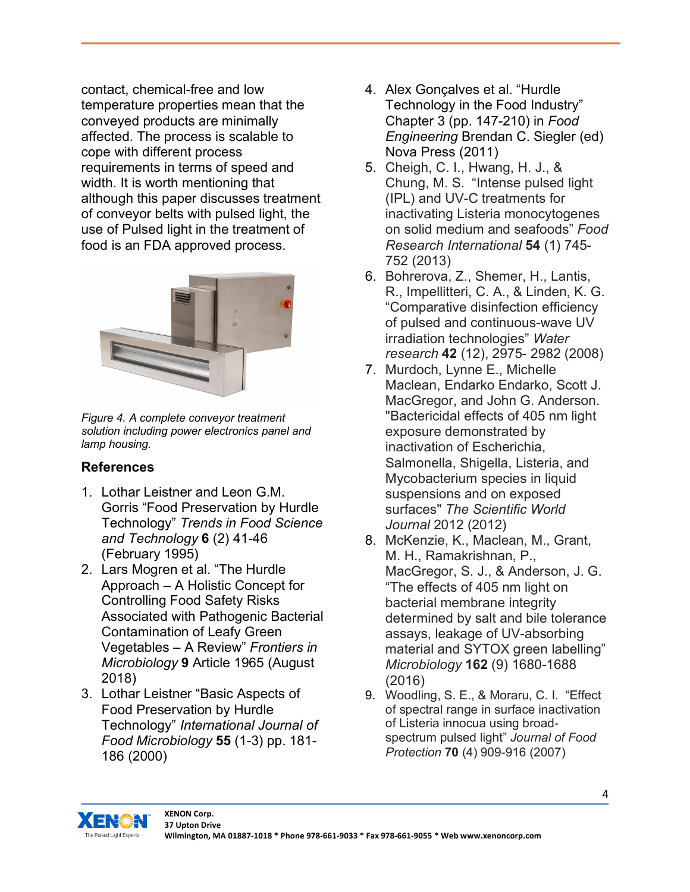contact, chemical-free and low temperature properties mean that the conveyed products are minimally affected. The process is scalable to cope with different process requirements in terms of speed and width. It is worth mentioning that although this paper discusses treatment of conveyor belts with pulsed light, the use of Pulsed light in the treatment of food is an FDA approved process.

*Figure 4. A complete conveyor treatment solution including power electronics panel and lamp housing.*

### References

1. Lothar Leistner and Leon G.M. Gorris "Food Preservation by Hurdle Technology" *Trends in Food Science and Technology* **6** (2) 41-46 (February 1995)
2. Lars Mogren et al. "The Hurdle Approach – A Holistic Concept for Controlling Food Safety Risks Associated with Pathogenic Bacterial Contamination of Leafy Green Vegetables – A Review" *Frontiers in Microbiology* **9** Article 1965 (August 2018)
3. Lothar Leistner "Basic Aspects of Food Preservation by Hurdle Technology" *International Journal of Food Microbiology* **55** (1-3) pp. 181-186 (2000)
4. Alex Gonçalves et al. "Hurdle Technology in the Food Industry" Chapter 3 (pp. 147-210) in *Food Engineering* Brendan C. Siegler (ed) Nova Press (2011)
5. Cheigh, C. I., Hwang, H. J., & Chung, M. S. "Intense pulsed light (IPL) and UV-C treatments for inactivating Listeria monocytogenes on solid medium and seafoods" *Food Research International* **54** (1) 745-752 (2013)
6. Bohrerova, Z., Shemer, H., Lantis, R., Impellitteri, C. A., & Linden, K. G. "Comparative disinfection efficiency of pulsed and continuous-wave UV irradiation technologies" *Water research* **42** (12), 2975- 2982 (2008)
7. Murdoch, Lynne E., Michelle Maclean, Endarko Endarko, Scott J. MacGregor, and John G. Anderson. "Bactericidal effects of 405 nm light exposure demonstrated by inactivation of Escherichia, Salmonella, Shigella, Listeria, and Mycobacterium species in liquid suspensions and on exposed surfaces" *The Scientific World Journal* 2012 (2012)
8. McKenzie, K., Maclean, M., Grant, M. H., Ramakrishnan, P., MacGregor, S. J., & Anderson, J. G. "The effects of 405 nm light on bacterial membrane integrity determined by salt and bile tolerance assays, leakage of UV-absorbing material and SYTOX green labelling" *Microbiology* **162** (9) 1680-1688 (2016)
9. Woodling, S. E., & Moraru, C. I. "Effect of spectral range in surface inactivation of Listeria innocua using broad-spectrum pulsed light" *Journal of Food Protection* **70** (4) 909-916 (2007)